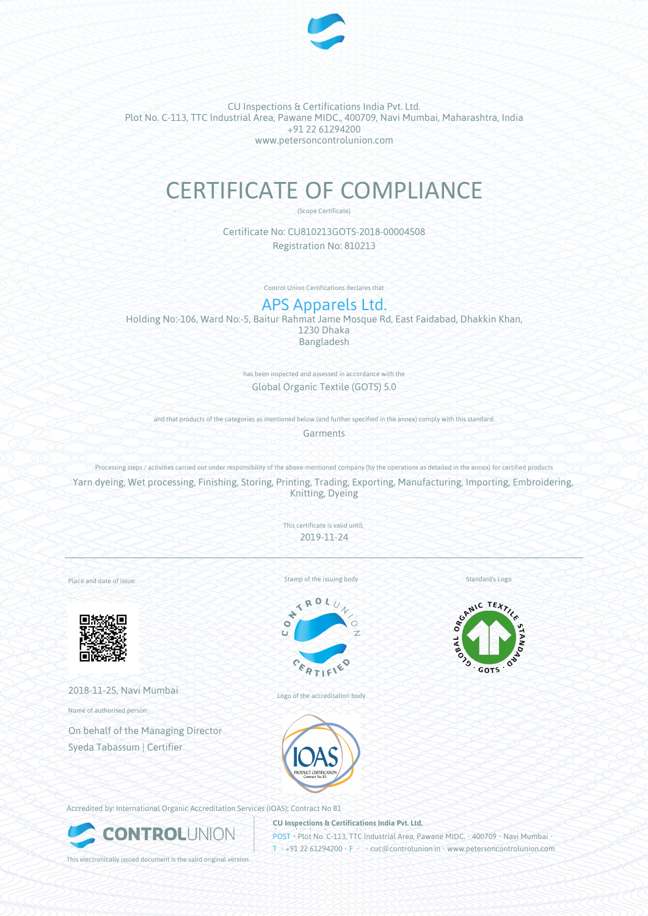CU Inspections & Certifications India Pvt. Ltd.
Plot No. C-113, TTC Industrial Area, Pawane MIDC., 400709, Navi Mumbai, Maharashtra, India
+91 22 61294200
www.petersoncontrolunion.com

# CERTIFICATE OF COMPLIANCE

(Scope Certificate)

Certificate No: CU810213GOTS-2018-00004508
Registration No: 810213

Control Union Certifications declares that

## APS Apparels Ltd.

Holding No:-106, Ward No:-5, Baitur Rahmat Jame Mosque Rd, East Faidabad, Dhakkin Khan,
1230 Dhaka
Bangladesh

has been inspected and assessed in accordance with the

Global Organic Textile (GOTS) 5.0

and that products of the categories as mentioned below (and further specified in the annex) comply with this standard:

Garments

Processing steps / activities carried out under responsibility of the above-mentioned company (by the operations as detailed in the annex) for certified products

Yarn dyeing, Wet processing, Finishing, Storing, Printing, Trading, Exporting, Manufacturing, Importing, Embroidering, Knitting, Dyeing

This certificate is valid until:

2019-11-24

---

Place and date of issue:

2018-11-25, Navi Mumbai

Name of authorised person:

On behalf of the Managing Director
Syeda Tabassum | Certifier

Stamp of the issuing body

Standard's Logo

Logo of the accreditation body

Accredited by: International Organic Accreditation Services (IOAS); Contract No 81

This electronically issued document is the valid original version.

**CU Inspections & Certifications India Pvt. Ltd.**
POST • Plot No. C-113, TTC Industrial Area, Pawane MIDC. • 400709 • Navi Mumbai •
T • +91 22 61294200 • F • • cuc@controlunion.in • www.petersoncontrolunion.com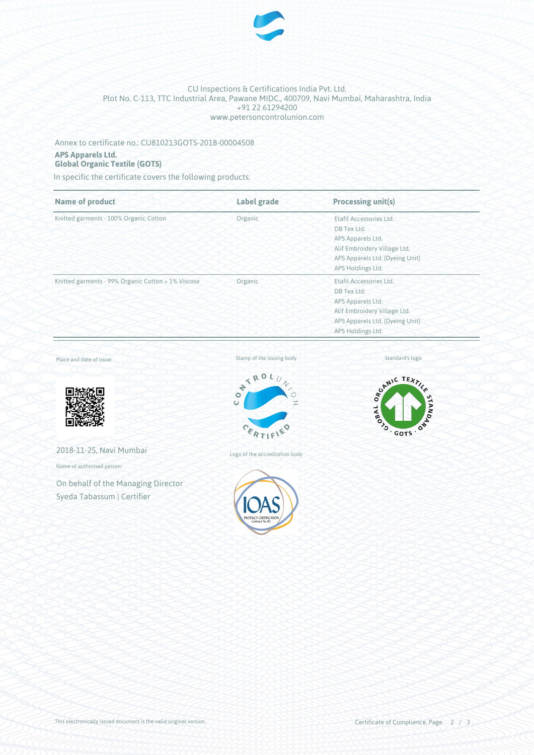CU Inspections & Certifications India Pvt. Ltd.
Plot No. C-113, TTC Industrial Area, Pawane MIDC., 400709, Navi Mumbai, Maharashtra, India
+91 22 61294200
www.petersoncontrolunion.com

Annex to certificate no.: CU810213GOTS-2018-00004508

**APS Apparels Ltd.**
**Global Organic Textile (GOTS)**

In specific the certificate covers the following products:

| Name of product | Label grade | Processing unit(s) |
|---|---|---|
| Knitted garments - 100% Organic Cotton | Organic | Etafil Accessories Ltd.<br>DB Tex Ltd.<br>APS Apparels Ltd.<br>Alif Embroidery Village Ltd.<br>APS Apparels Ltd. (Dyeing Unit)<br>APS Holdings Ltd. |
| Knitted garments - 99% Organic Cotton + 1% Viscose | Organic | Etafil Accessories Ltd.<br>DB Tex Ltd.<br>APS Apparels Ltd.<br>Alif Embroidery Village Ltd.<br>APS Apparels Ltd. (Dyeing Unit)<br>APS Holdings Ltd. |

Place and date of issue:

2018-11-25, Navi Mumbai

Name of authorised person:

On behalf of the Managing Director
Syeda Tabassum | Certifier

Stamp of the issuing body

Logo of the accreditation body

Standard's logo

This electronically issued document is the valid original version.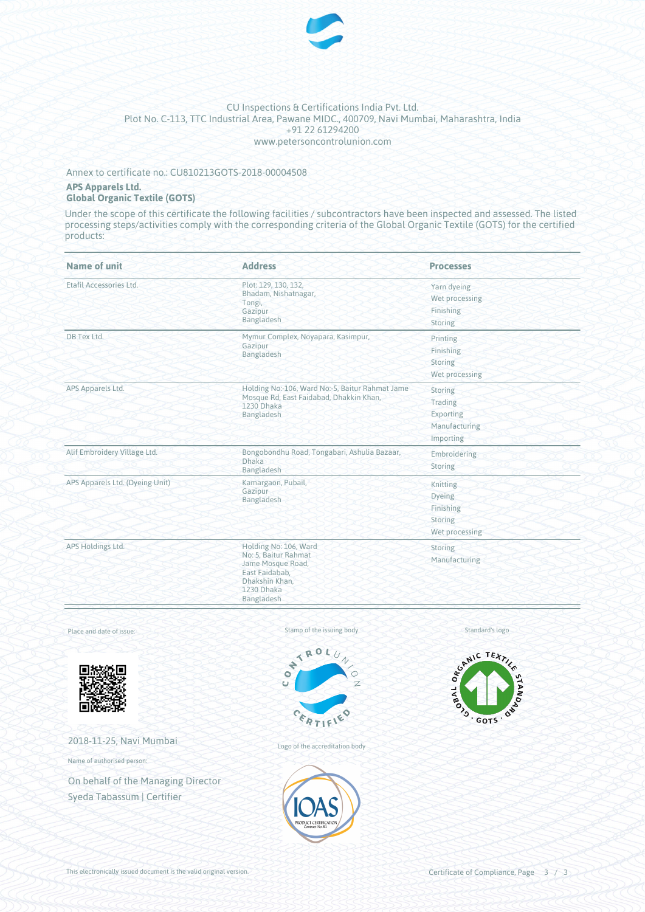CU Inspections & Certifications India Pvt. Ltd.
Plot No. C-113, TTC Industrial Area, Pawane MIDC., 400709, Navi Mumbai, Maharashtra, India
+91 22 61294200
www.petersoncontrolunion.com

Annex to certificate no.: CU810213GOTS-2018-00004508

**APS Apparels Ltd.**
**Global Organic Textile (GOTS)**

Under the scope of this certificate the following facilities / subcontractors have been inspected and assessed. The listed processing steps/activities comply with the corresponding criteria of the Global Organic Textile (GOTS) for the certified products:

| Name of unit | Address | Processes |
|---|---|---|
| Etafil Accessories Ltd. | Plot: 129, 130, 132, Bhadam, Nishatnagar, Tongi, Gazipur Bangladesh | Yarn dyeing<br>Wet processing<br>Finishing<br>Storing |
| DB Tex Ltd. | Mymur Complex, Noyapara, Kasimpur, Gazipur Bangladesh | Printing<br>Finishing<br>Storing<br>Wet processing |
| APS Apparels Ltd. | Holding No:-106, Ward No:-5, Baitur Rahmat Jame Mosque Rd, East Faidabad, Dhakkin Khan, 1230 Dhaka Bangladesh | Storing<br>Trading<br>Exporting<br>Manufacturing<br>Importing |
| Alif Embroidery Village Ltd. | Bongobondhu Road, Tongabari, Ashulia Bazaar, Dhaka Bangladesh | Embroidering<br>Storing |
| APS Apparels Ltd. (Dyeing Unit) | Kamargaon, Pubail, Gazipur Bangladesh | Knitting<br>Dyeing<br>Finishing<br>Storing<br>Wet processing |
| APS Holdings Ltd. | Holding No: 106, Ward No: 5, Baitur Rahmat Jame Mosque Road, East Faidabab, Dhakshin Khan, 1230 Dhaka Bangladesh | Storing<br>Manufacturing |

Place and date of issue:

2018-11-25, Navi Mumbai

Name of authorised person:

On behalf of the Managing Director
Syeda Tabassum | Certifier

Stamp of the issuing body

Logo of the accreditation body

Standard's logo

This electronically issued document is the valid original version.

Certificate of Compliance, Page 3 / 3